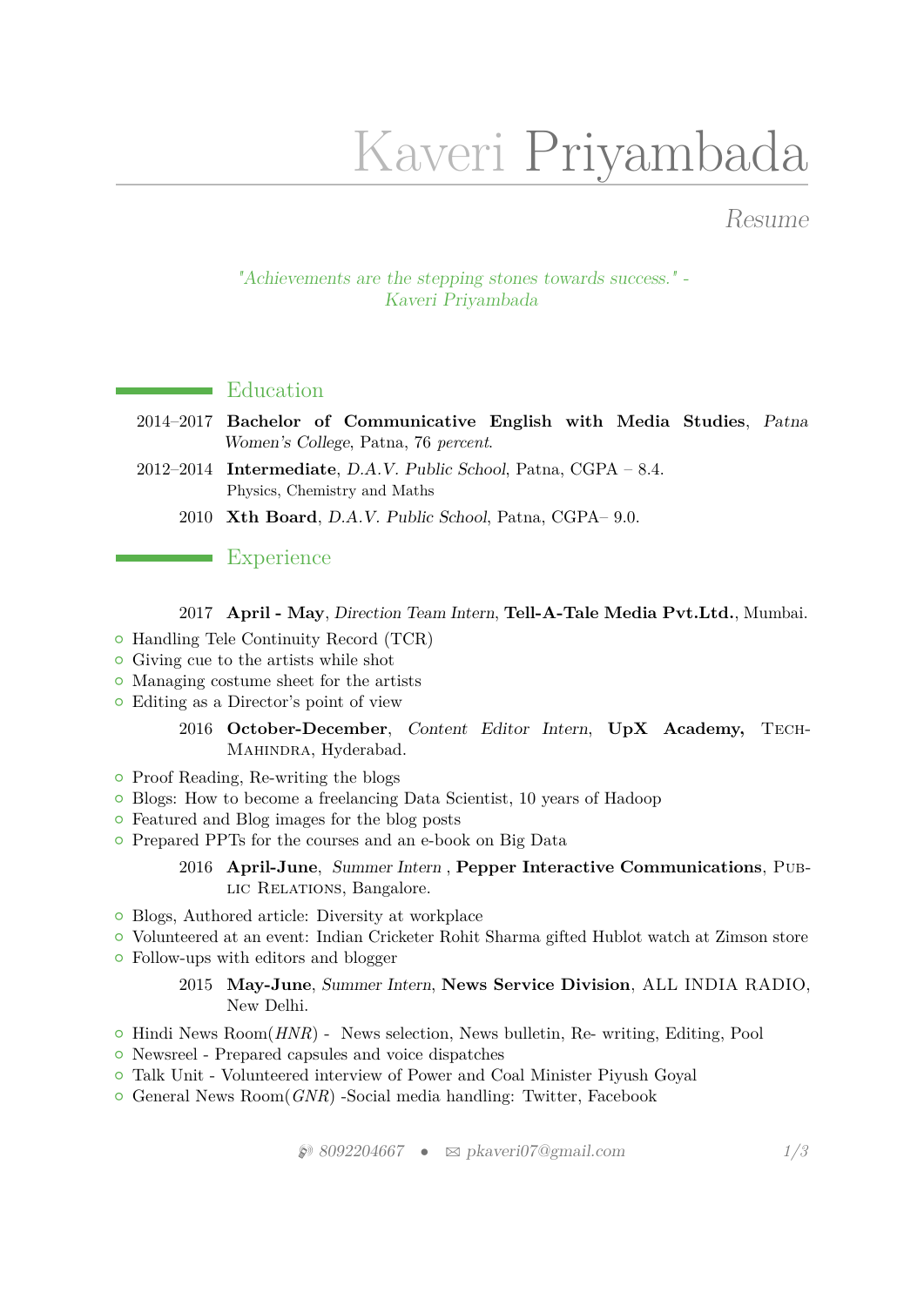# Kaveri Priyambada

*Resume*

*"Achievements are the stepping stones towards success." - Kaveri Priyambada*

## Education

2014–2017 **Bachelor of Communicative English with Media Studies**, *Patna Women's College*, Patna, 76 *percent*.

2012–2014 **Intermediate**, *D.A.V. Public School*, Patna, CGPA – 8.4.
Physics, Chemistry and Maths

2010 **Xth Board**, *D.A.V. Public School*, Patna, CGPA– 9.0.

## Experience

2017 **April - May**, *Direction Team Intern*, **Tell-A-Tale Media Pvt.Ltd.**, Mumbai.

- Handling Tele Continuity Record (TCR)
- Giving cue to the artists while shot
- Managing costume sheet for the artists
- Editing as a Director's point of view

2016 **October-December**, *Content Editor Intern*, **UpX Academy,** Tech-Mahindra, Hyderabad.

- Proof Reading, Re-writing the blogs
- Blogs: How to become a freelancing Data Scientist, 10 years of Hadoop
- Featured and Blog images for the blog posts
- Prepared PPTs for the courses and an e-book on Big Data

2016 **April-June**, *Summer Intern* , **Pepper Interactive Communications**, Public Relations, Bangalore.

- Blogs, Authored article: Diversity at workplace
- Volunteered at an event: Indian Cricketer Rohit Sharma gifted Hublot watch at Zimson store
- Follow-ups with editors and blogger

2015 **May-June**, *Summer Intern*, **News Service Division**, ALL INDIA RADIO, New Delhi.

- Hindi News Room(*HNR*) - News selection, News bulletin, Re- writing, Editing, Pool
- Newsreel - Prepared capsules and voice dispatches
- Talk Unit - Volunteered interview of Power and Coal Minister Piyush Goyal
- General News Room(*GNR*) -Social media handling: Twitter, Facebook

8092204667 • pkaveri07@gmail.com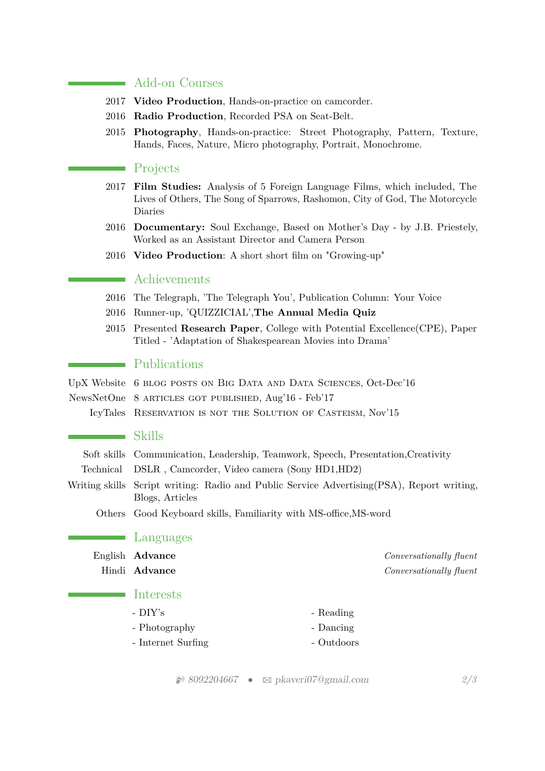## Add-on Courses

- 2017 **Video Production**, Hands-on-practice on camcorder.
- 2016 **Radio Production**, Recorded PSA on Seat-Belt.
- 2015 **Photography**, Hands-on-practice: Street Photography, Pattern, Texture, Hands, Faces, Nature, Micro photography, Portrait, Monochrome.

## Projects

- 2017 **Film Studies:** Analysis of 5 Foreign Language Films, which included, The Lives of Others, The Song of Sparrows, Rashomon, City of God, The Motorcycle Diaries
- 2016 **Documentary:** Soul Exchange, Based on Mother's Day - by J.B. Priestely, Worked as an Assistant Director and Camera Person
- 2016 **Video Production**: A short short film on "Growing-up"

## Achievements

- 2016 The Telegraph, 'The Telegraph You', Publication Column: Your Voice
- 2016 Runner-up, 'QUIZZICIAL',**The Annual Media Quiz**
- 2015 Presented **Research Paper**, College with Potential Excellence(CPE), Paper Titled - 'Adaptation of Shakespearean Movies into Drama'

## Publications

- UpX Website — 6 blog posts on Big Data and Data Sciences, Oct-Dec'16
- NewsNetOne — 8 articles got published, Aug'16 - Feb'17
- IcyTales — Reservation is not the Solution of Casteism, Nov'15

## Skills

- Soft skills — Communication, Leadership, Teamwork, Speech, Presentation,Creativity
- Technical — DSLR , Camcorder, Video camera (Sony HD1,HD2)
- Writing skills — Script writing: Radio and Public Service Advertising(PSA), Report writing, Blogs, Articles
- Others — Good Keyboard skills, Familiarity with MS-office,MS-word

## Languages

- English **Advance** — *Conversationally fluent*
- Hindi **Advance** — *Conversationally fluent*

## Interests

- DIY's
- Photography
- Internet Surfing
- Reading
- Dancing
- Outdoors

8092204667 • pkaveri07@gmail.com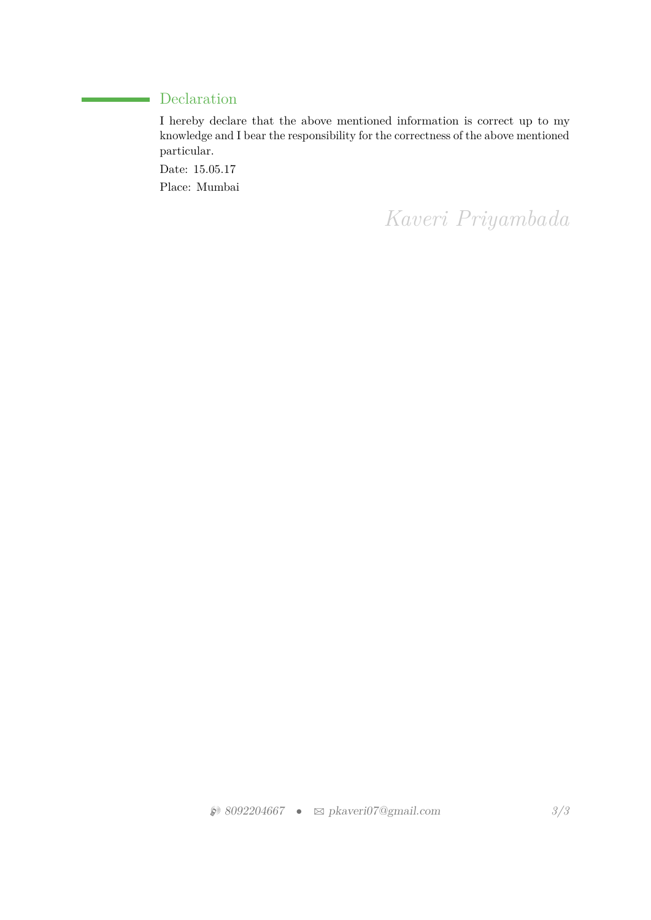## Declaration

I hereby declare that the above mentioned information is correct up to my knowledge and I bear the responsibility for the correctness of the above mentioned particular.

Date: 15.05.17

Place: Mumbai

*Kaveri Priyambada*